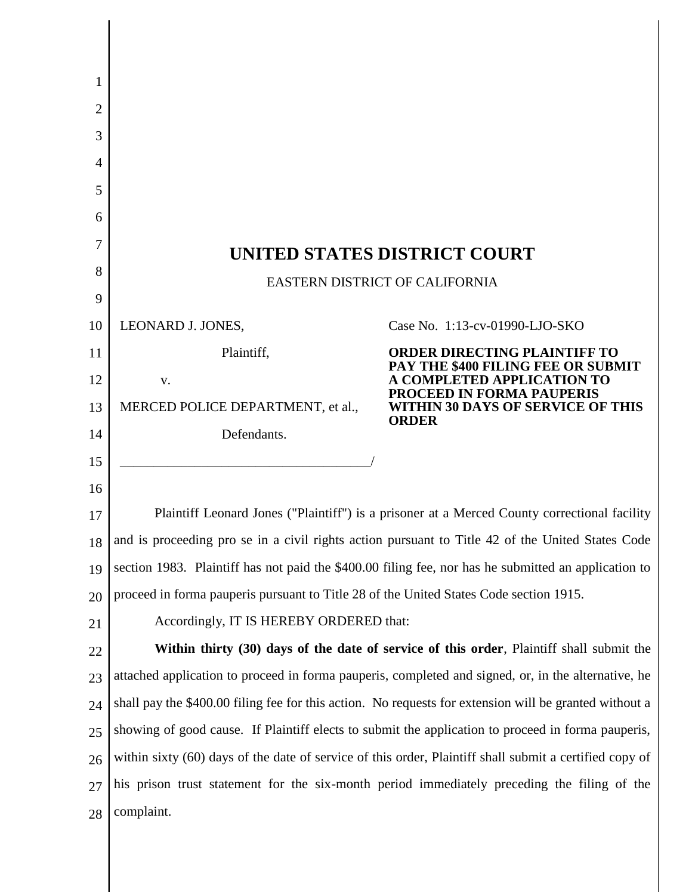# UNITED STATES DISTRICT COURT

EASTERN DISTRICT OF CALIFORNIA

| | |
|---|---|
| LEONARD J. JONES,<br><br>Plaintiff,<br><br>v.<br><br>MERCED POLICE DEPARTMENT, et al.,<br><br>Defendants. | Case No. 1:13-cv-01990-LJO-SKO<br><br>**ORDER DIRECTING PLAINTIFF TO PAY THE $400 FILING FEE OR SUBMIT A COMPLETED APPLICATION TO PROCEED IN FORMA PAUPERIS WITHIN 30 DAYS OF SERVICE OF THIS ORDER** |

Plaintiff Leonard Jones ("Plaintiff") is a prisoner at a Merced County correctional facility and is proceeding pro se in a civil rights action pursuant to Title 42 of the United States Code section 1983. Plaintiff has not paid the $400.00 filing fee, nor has he submitted an application to proceed in forma pauperis pursuant to Title 28 of the United States Code section 1915.

Accordingly, IT IS HEREBY ORDERED that:

**Within thirty (30) days of the date of service of this order**, Plaintiff shall submit the attached application to proceed in forma pauperis, completed and signed, or, in the alternative, he shall pay the $400.00 filing fee for this action. No requests for extension will be granted without a showing of good cause. If Plaintiff elects to submit the application to proceed in forma pauperis, within sixty (60) days of the date of service of this order, Plaintiff shall submit a certified copy of his prison trust statement for the six-month period immediately preceding the filing of the complaint.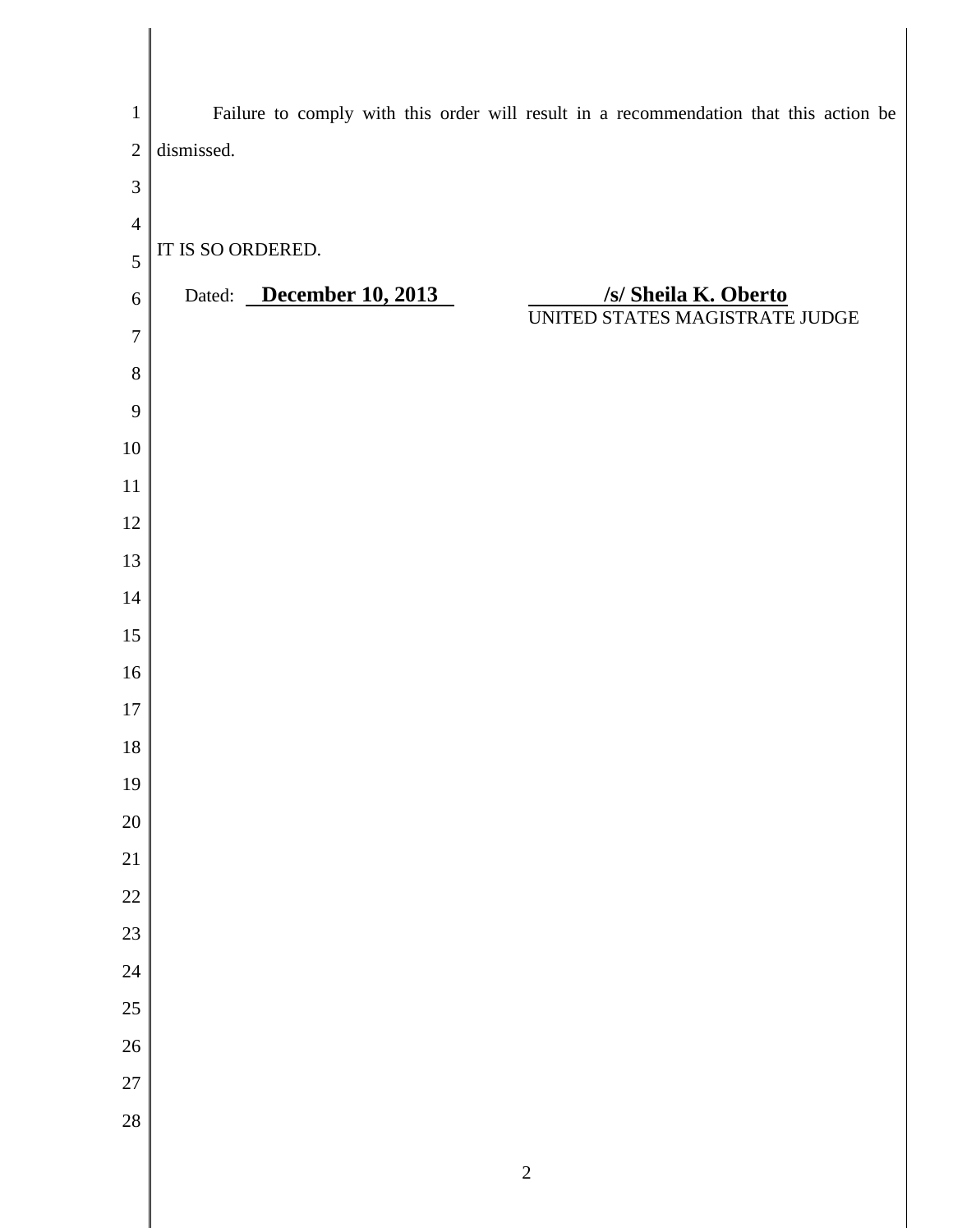Failure to comply with this order will result in a recommendation that this action be dismissed.

IT IS SO ORDERED.

Dated: **December 10, 2013**

**/s/ Sheila K. Oberto**
UNITED STATES MAGISTRATE JUDGE